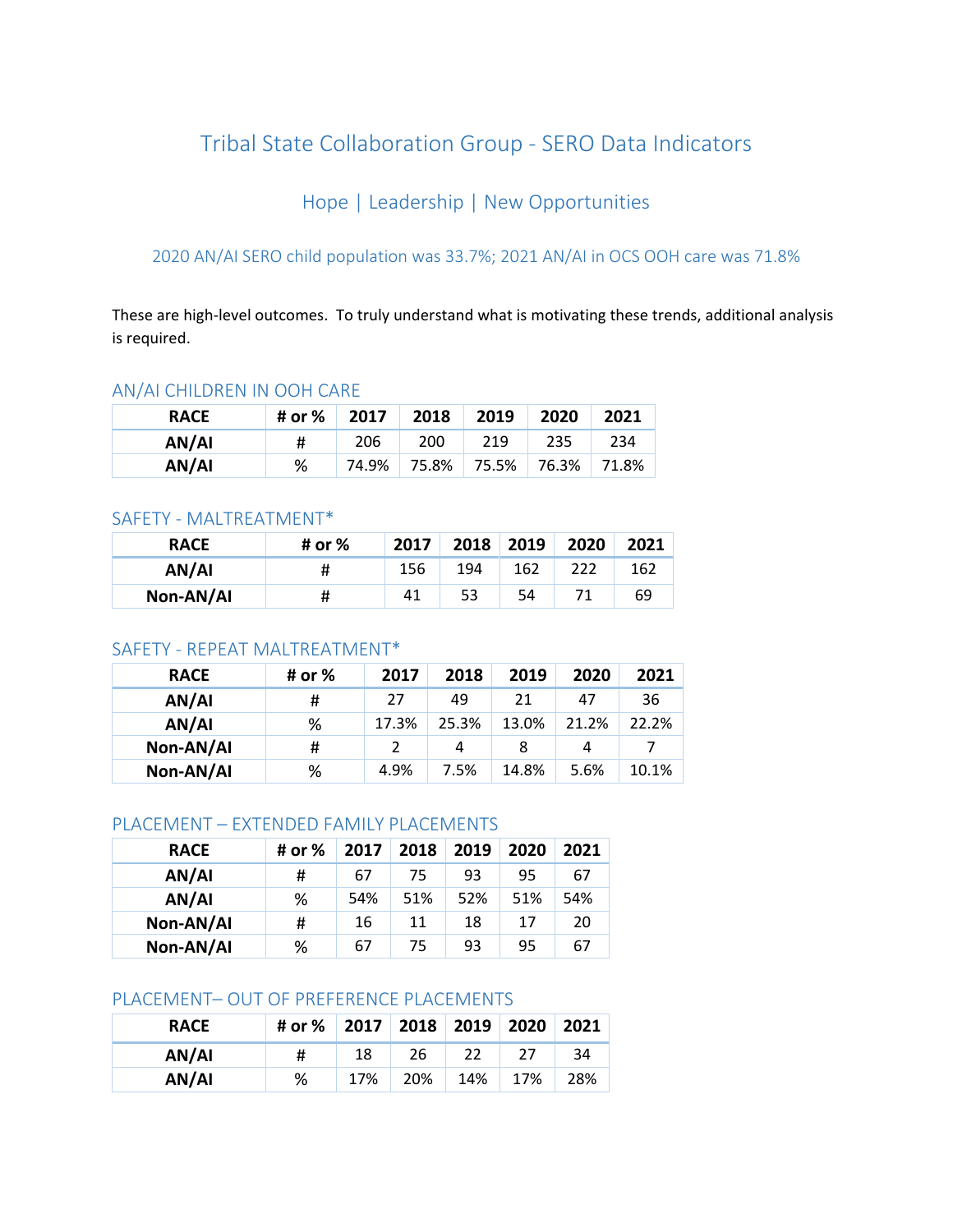# Tribal State Collaboration Group - SERO Data Indicators

## Hope | Leadership | New Opportunities

### 2020 AN/AI SERO child population was 33.7%; 2021 AN/AI in OCS OOH care was 71.8%

These are high-level outcomes. To truly understand what is motivating these trends, additional analysis is required.

### AN/AI CHILDREN IN OOH CARE

| RACE | # or % | 2017 | 2018 | 2019 | 2020 | 2021 |
|---|---|---|---|---|---|---|
| AN/AI | # | 206 | 200 | 219 | 235 | 234 |
| AN/AI | % | 74.9% | 75.8% | 75.5% | 76.3% | 71.8% |

### SAFETY - MALTREATMENT*

| RACE | # or % | 2017 | 2018 | 2019 | 2020 | 2021 |
|---|---|---|---|---|---|---|
| AN/AI | # | 156 | 194 | 162 | 222 | 162 |
| Non-AN/AI | # | 41 | 53 | 54 | 71 | 69 |

### SAFETY - REPEAT MALTREATMENT*

| RACE | # or % | 2017 | 2018 | 2019 | 2020 | 2021 |
|---|---|---|---|---|---|---|
| AN/AI | # | 27 | 49 | 21 | 47 | 36 |
| AN/AI | % | 17.3% | 25.3% | 13.0% | 21.2% | 22.2% |
| Non-AN/AI | # | 2 | 4 | 8 | 4 | 7 |
| Non-AN/AI | % | 4.9% | 7.5% | 14.8% | 5.6% | 10.1% |

### PLACEMENT – EXTENDED FAMILY PLACEMENTS

| RACE | # or % | 2017 | 2018 | 2019 | 2020 | 2021 |
|---|---|---|---|---|---|---|
| AN/AI | # | 67 | 75 | 93 | 95 | 67 |
| AN/AI | % | 54% | 51% | 52% | 51% | 54% |
| Non-AN/AI | # | 16 | 11 | 18 | 17 | 20 |
| Non-AN/AI | % | 67 | 75 | 93 | 95 | 67 |

### PLACEMENT– OUT OF PREFERENCE PLACEMENTS

| RACE | # or % | 2017 | 2018 | 2019 | 2020 | 2021 |
|---|---|---|---|---|---|---|
| AN/AI | # | 18 | 26 | 22 | 27 | 34 |
| AN/AI | % | 17% | 20% | 14% | 17% | 28% |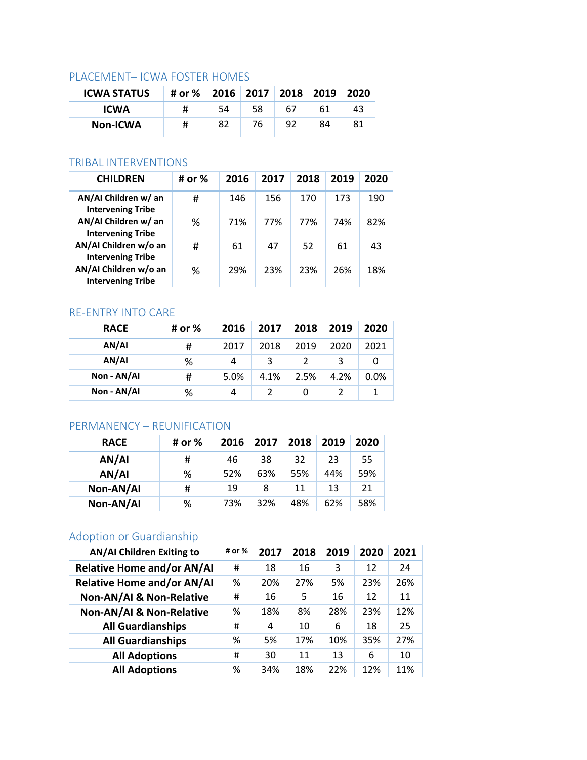### PLACEMENT– ICWA FOSTER HOMES

| ICWA STATUS | # or % | 2016 | 2017 | 2018 | 2019 | 2020 |
|---|---|---|---|---|---|---|
| ICWA | # | 54 | 58 | 67 | 61 | 43 |
| Non-ICWA | # | 82 | 76 | 92 | 84 | 81 |

### TRIBAL INTERVENTIONS

| CHILDREN | # or % | 2016 | 2017 | 2018 | 2019 | 2020 |
|---|---|---|---|---|---|---|
| AN/AI Children w/ an Intervening Tribe | # | 146 | 156 | 170 | 173 | 190 |
| AN/AI Children w/ an Intervening Tribe | % | 71% | 77% | 77% | 74% | 82% |
| AN/AI Children w/o an Intervening Tribe | # | 61 | 47 | 52 | 61 | 43 |
| AN/AI Children w/o an Intervening Tribe | % | 29% | 23% | 23% | 26% | 18% |

### RE-ENTRY INTO CARE

| RACE | # or % | 2016 | 2017 | 2018 | 2019 | 2020 |
|---|---|---|---|---|---|---|
| AN/AI | # | 2017 | 2018 | 2019 | 2020 | 2021 |
| AN/AI | % | 4 | 3 | 2 | 3 | 0 |
| Non - AN/AI | # | 5.0% | 4.1% | 2.5% | 4.2% | 0.0% |
| Non - AN/AI | % | 4 | 2 | 0 | 2 | 1 |

### PERMANENCY – REUNIFICATION

| RACE | # or % | 2016 | 2017 | 2018 | 2019 | 2020 |
|---|---|---|---|---|---|---|
| AN/AI | # | 46 | 38 | 32 | 23 | 55 |
| AN/AI | % | 52% | 63% | 55% | 44% | 59% |
| Non-AN/AI | # | 19 | 8 | 11 | 13 | 21 |
| Non-AN/AI | % | 73% | 32% | 48% | 62% | 58% |

### Adoption or Guardianship

| AN/AI Children Exiting to | # or % | 2017 | 2018 | 2019 | 2020 | 2021 |
|---|---|---|---|---|---|---|
| Relative Home and/or AN/AI | # | 18 | 16 | 3 | 12 | 24 |
| Relative Home and/or AN/AI | % | 20% | 27% | 5% | 23% | 26% |
| Non-AN/AI & Non-Relative | # | 16 | 5 | 16 | 12 | 11 |
| Non-AN/AI & Non-Relative | % | 18% | 8% | 28% | 23% | 12% |
| All Guardianships | # | 4 | 10 | 6 | 18 | 25 |
| All Guardianships | % | 5% | 17% | 10% | 35% | 27% |
| All Adoptions | # | 30 | 11 | 13 | 6 | 10 |
| All Adoptions | % | 34% | 18% | 22% | 12% | 11% |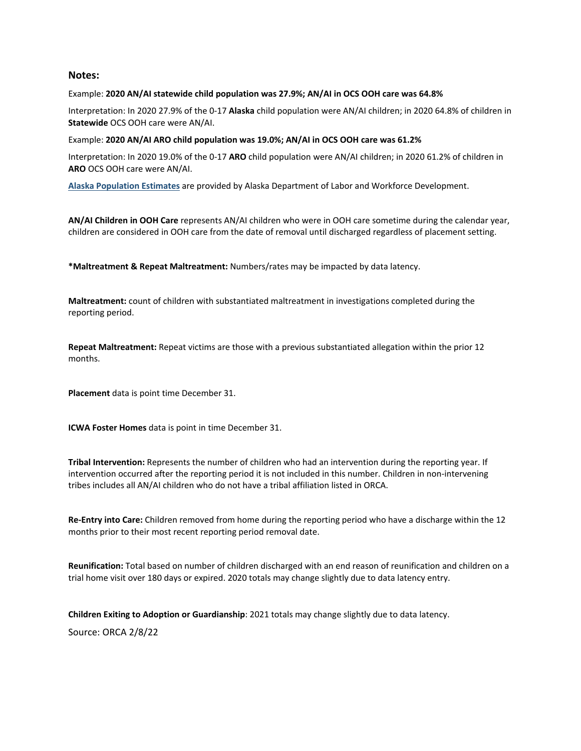## Notes:

Example: **2020 AN/AI statewide child population was 27.9%; AN/AI in OCS OOH care was 64.8%**

Interpretation: In 2020 27.9% of the 0-17 **Alaska** child population were AN/AI children; in 2020 64.8% of children in **Statewide** OCS OOH care were AN/AI.

Example: **2020 AN/AI ARO child population was 19.0%; AN/AI in OCS OOH care was 61.2%**

Interpretation: In 2020 19.0% of the 0-17 **ARO** child population were AN/AI children; in 2020 61.2% of children in **ARO** OCS OOH care were AN/AI.

**Alaska Population Estimates** are provided by Alaska Department of Labor and Workforce Development.

**AN/AI Children in OOH Care** represents AN/AI children who were in OOH care sometime during the calendar year, children are considered in OOH care from the date of removal until discharged regardless of placement setting.

***Maltreatment & Repeat Maltreatment:** Numbers/rates may be impacted by data latency.

**Maltreatment:** count of children with substantiated maltreatment in investigations completed during the reporting period.

**Repeat Maltreatment:** Repeat victims are those with a previous substantiated allegation within the prior 12 months.

**Placement** data is point time December 31.

**ICWA Foster Homes** data is point in time December 31.

**Tribal Intervention:** Represents the number of children who had an intervention during the reporting year. If intervention occurred after the reporting period it is not included in this number. Children in non-intervening tribes includes all AN/AI children who do not have a tribal affiliation listed in ORCA.

**Re-Entry into Care:** Children removed from home during the reporting period who have a discharge within the 12 months prior to their most recent reporting period removal date.

**Reunification:** Total based on number of children discharged with an end reason of reunification and children on a trial home visit over 180 days or expired. 2020 totals may change slightly due to data latency entry.

**Children Exiting to Adoption or Guardianship**: 2021 totals may change slightly due to data latency.

Source: ORCA 2/8/22